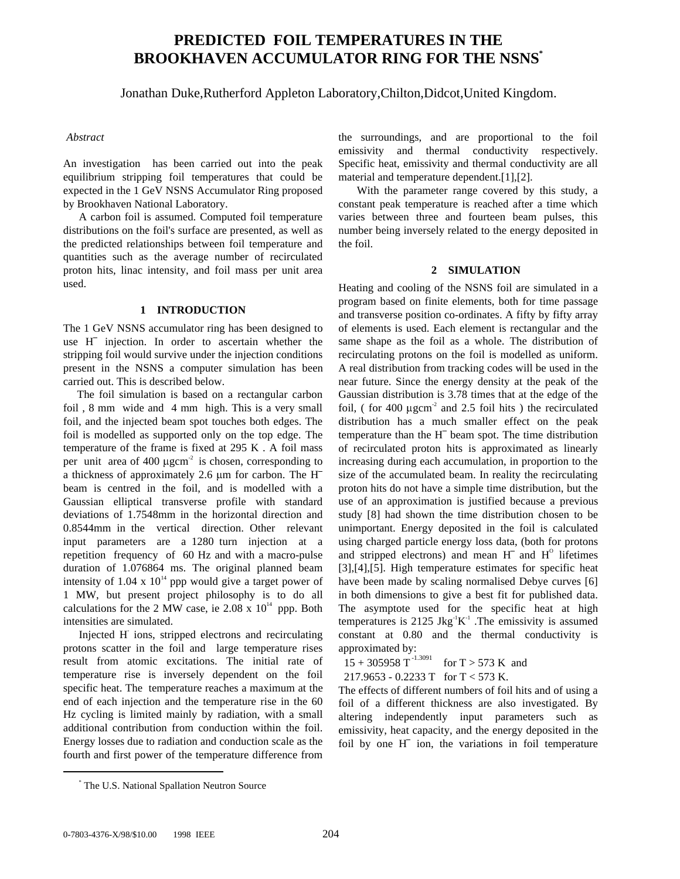# PREDICTED FOIL TEMPERATURES IN THE BROOKHAVEN ACCUMULATOR RING FOR THE NSNS*

Jonathan Duke, Rutherford Appleton Laboratory, Chilton, Didcot, United Kingdom.

*Abstract*

An investigation has been carried out into the peak equilibrium stripping foil temperatures that could be expected in the 1 GeV NSNS Accumulator Ring proposed by Brookhaven National Laboratory.

A carbon foil is assumed. Computed foil temperature distributions on the foil's surface are presented, as well as the predicted relationships between foil temperature and quantities such as the average number of recirculated proton hits, linac intensity, and foil mass per unit area used.

## 1 INTRODUCTION

The 1 GeV NSNS accumulator ring has been designed to use $H^-$ injection. In order to ascertain whether the stripping foil would survive under the injection conditions present in the NSNS a computer simulation has been carried out. This is described below.

The foil simulation is based on a rectangular carbon foil, 8 mm wide and 4 mm high. This is a very small foil, and the injected beam spot touches both edges. The foil is modelled as supported only on the top edge. The temperature of the frame is fixed at 295 K. A foil mass per unit area of 400 $\mu gcm^{-2}$ is chosen, corresponding to a thickness of approximately 2.6 μm for carbon. The $H^-$ beam is centred in the foil, and is modelled with a Gaussian elliptical transverse profile with standard deviations of 1.7548mm in the horizontal direction and 0.8544mm in the vertical direction. Other relevant input parameters are a 1280 turn injection at a repetition frequency of 60 Hz and with a macro-pulse duration of 1.076864 ms. The original planned beam intensity of $1.04 \times 10^{14}$ ppp would give a target power of 1 MW, but present project philosophy is to do all calculations for the 2 MW case, ie $2.08 \times 10^{14}$ ppp. Both intensities are simulated.

Injected $H^-$ ions, stripped electrons and recirculating protons scatter in the foil and large temperature rises result from atomic excitations. The initial rate of temperature rise is inversely dependent on the foil specific heat. The temperature reaches a maximum at the end of each injection and the temperature rise in the 60 Hz cycling is limited mainly by radiation, with a small additional contribution from conduction within the foil. Energy losses due to radiation and conduction scale as the fourth and first power of the temperature difference from the surroundings, and are proportional to the foil emissivity and thermal conductivity respectively. Specific heat, emissivity and thermal conductivity are all material and temperature dependent.[1],[2].

With the parameter range covered by this study, a constant peak temperature is reached after a time which varies between three and fourteen beam pulses, this number being inversely related to the energy deposited in the foil.

## 2 SIMULATION

Heating and cooling of the NSNS foil are simulated in a program based on finite elements, both for time passage and transverse position co-ordinates. A fifty by fifty array of elements is used. Each element is rectangular and the same shape as the foil as a whole. The distribution of recirculating protons on the foil is modelled as uniform. A real distribution from tracking codes will be used in the near future. Since the energy density at the peak of the Gaussian distribution is 3.78 times that at the edge of the foil, ( for 400 $\mu gcm^{-2}$ and 2.5 foil hits ) the recirculated distribution has a much smaller effect on the peak temperature than the $H^-$ beam spot. The time distribution of recirculated proton hits is approximated as linearly increasing during each accumulation, in proportion to the size of the accumulated beam. In reality the recirculating proton hits do not have a simple time distribution, but the use of an approximation is justified because a previous study [8] had shown the time distribution chosen to be unimportant. Energy deposited in the foil is calculated using charged particle energy loss data, (both for protons and stripped electrons) and mean $H^-$ and $H^0$ lifetimes [3],[4],[5]. High temperature estimates for specific heat have been made by scaling normalised Debye curves [6] in both dimensions to give a best fit for published data. The asymptote used for the specific heat at high temperatures is 2125 $Jkg^{-1}K^{-1}$. The emissivity is assumed constant at 0.80 and the thermal conductivity is approximated by:

$15 + 305958\, T^{-1.3091}$ for $T > 573$ K and

$217.9653 - 0.2233\, T$ for $T < 573$ K.

The effects of different numbers of foil hits and of using a foil of a different thickness are also investigated. By altering independently input parameters such as emissivity, heat capacity, and the energy deposited in the foil by one $H^-$ ion, the variations in foil temperature

---

* The U.S. National Spallation Neutron Source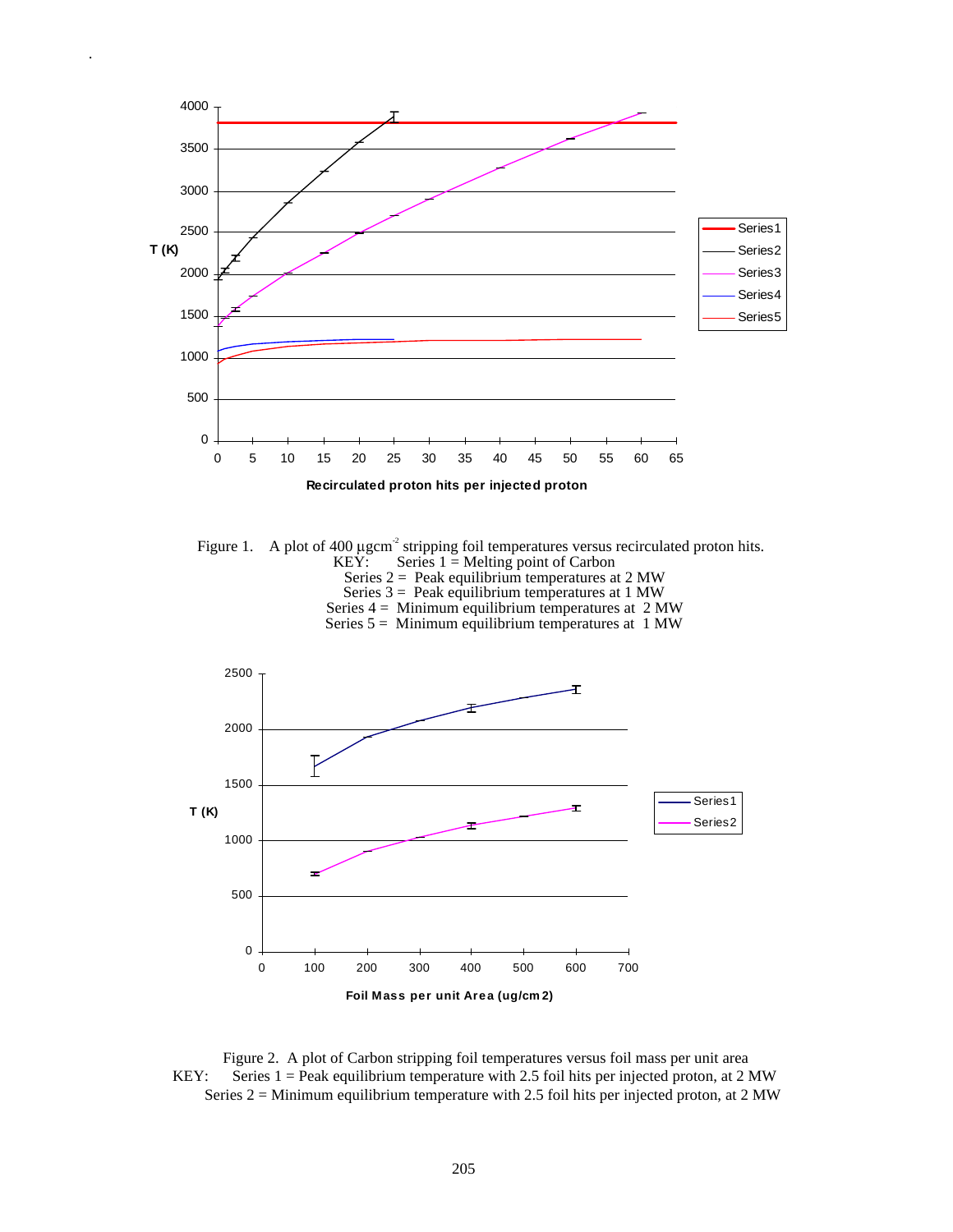Figure 1. A plot of 400 μgcm$^{-2}$ stripping foil temperatures versus recirculated proton hits.
KEY: Series 1 = Melting point of Carbon
Series 2 = Peak equilibrium temperatures at 2 MW
Series 3 = Peak equilibrium temperatures at 1 MW
Series 4 = Minimum equilibrium temperatures at 2 MW
Series 5 = Minimum equilibrium temperatures at 1 MW

Figure 2. A plot of Carbon stripping foil temperatures versus foil mass per unit area
KEY: Series 1 = Peak equilibrium temperature with 2.5 foil hits per injected proton, at 2 MW
Series 2 = Minimum equilibrium temperature with 2.5 foil hits per injected proton, at 2 MW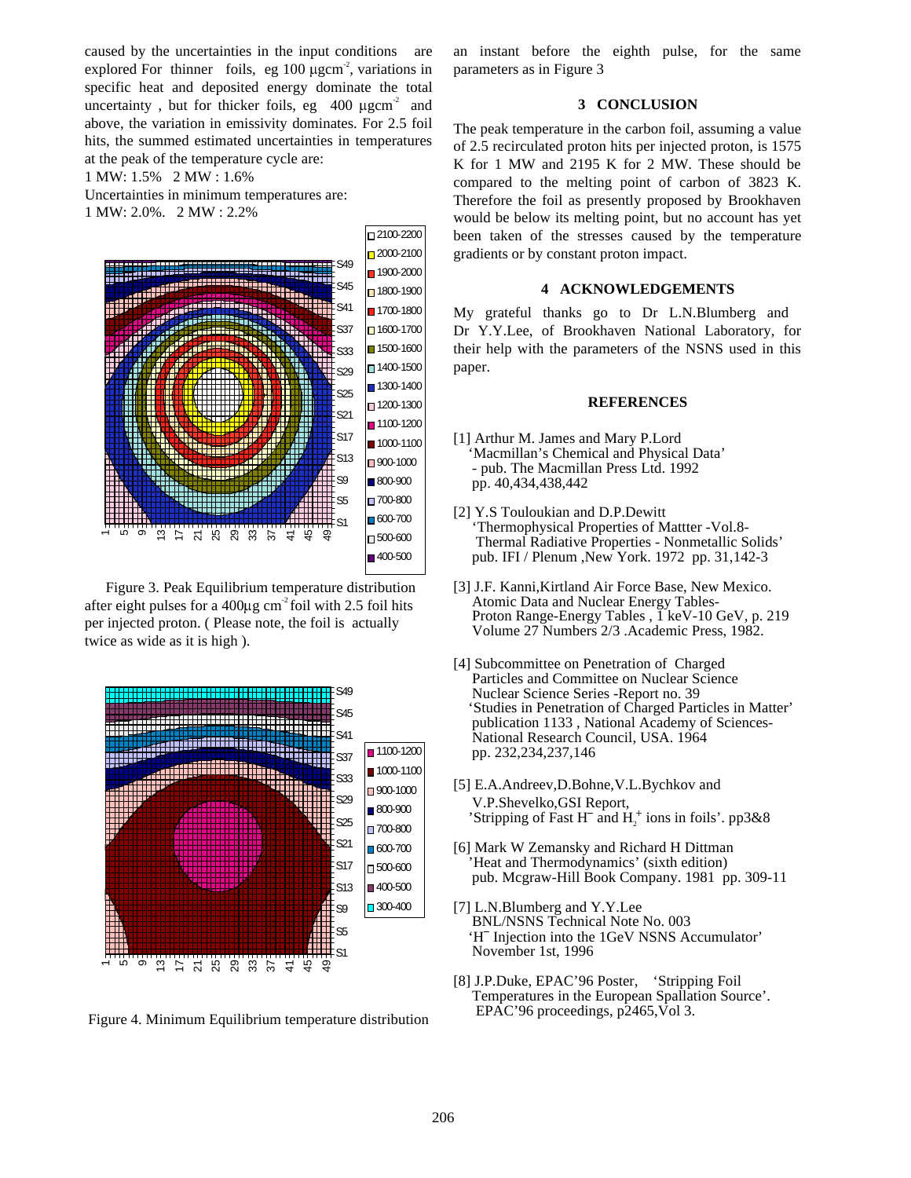caused by the uncertainties in the input conditions are explored For thinner foils, eg 100 μgcm$^{-2}$, variations in specific heat and deposited energy dominate the total uncertainty , but for thicker foils, eg 400 μgcm$^{-2}$ and above, the variation in emissivity dominates. For 2.5 foil hits, the summed estimated uncertainties in temperatures at the peak of the temperature cycle are:

1 MW: 1.5% 2 MW : 1.6%

Uncertainties in minimum temperatures are:

1 MW: 2.0%. 2 MW : 2.2%

2100-2200
2000-2100
1900-2000
1800-1900
1700-1800
1600-1700
1500-1600
1400-1500
1300-1400
1200-1300
1100-1200
1000-1100
900-1000
800-900
700-800
600-700
500-600
400-500

S49
S45
S41
S37
S33
S29
S25
S21
S17
S13
S9
S5
S1

1 5 9 13 17 21 25 29 33 37 41 45 49

Figure 3. Peak Equilibrium temperature distribution after eight pulses for a 400μg cm$^{-2}$ foil with 2.5 foil hits per injected proton. ( Please note, the foil is actually twice as wide as it is high ).

1100-1200
1000-1100
900-1000
800-900
700-800
600-700
500-600
400-500
300-400

S49
S45
S41
S37
S33
S29
S25
S21
S17
S13
S9
S5
S1

1 5 9 13 17 21 25 29 33 37 41 45 49

Figure 4. Minimum Equilibrium temperature distribution an instant before the eighth pulse, for the same parameters as in Figure 3

## 3 CONCLUSION

The peak temperature in the carbon foil, assuming a value of 2.5 recirculated proton hits per injected proton, is 1575 K for 1 MW and 2195 K for 2 MW. These should be compared to the melting point of carbon of 3823 K. Therefore the foil as presently proposed by Brookhaven would be below its melting point, but no account has yet been taken of the stresses caused by the temperature gradients or by constant proton impact.

## 4 ACKNOWLEDGEMENTS

My grateful thanks go to Dr L.N.Blumberg and Dr Y.Y.Lee, of Brookhaven National Laboratory, for their help with the parameters of the NSNS used in this paper.

## REFERENCES

[1] Arthur M. James and Mary P.Lord 'Macmillan's Chemical and Physical Data' - pub. The Macmillan Press Ltd. 1992 pp. 40,434,438,442

[2] Y.S Touloukian and D.P.Dewitt 'Thermophysical Properties of Mattter -Vol.8- Thermal Radiative Properties - Nonmetallic Solids' pub. IFI / Plenum ,New York. 1972 pp. 31,142-3

[3] J.F. Kanni,Kirtland Air Force Base, New Mexico. Atomic Data and Nuclear Energy Tables- Proton Range-Energy Tables , 1 keV-10 GeV, p. 219 Volume 27 Numbers 2/3 .Academic Press, 1982.

[4] Subcommittee on Penetration of Charged Particles and Committee on Nuclear Science Nuclear Science Series -Report no. 39 'Studies in Penetration of Charged Particles in Matter' publication 1133 , National Academy of Sciences- National Research Council, USA. 1964 pp. 232,234,237,146

[5] E.A.Andreev,D.Bohne,V.L.Bychkov and V.P.Shevelko,GSI Report, 'Stripping of Fast $H^-$ and $H_2^+$ ions in foils'. pp3&8

[6] Mark W Zemansky and Richard H Dittman 'Heat and Thermodynamics' (sixth edition) pub. Mcgraw-Hill Book Company. 1981 pp. 309-11

[7] L.N.Blumberg and Y.Y.Lee BNL/NSNS Technical Note No. 003 '$H^-$ Injection into the 1GeV NSNS Accumulator' November 1st, 1996

[8] J.P.Duke, EPAC'96 Poster, 'Stripping Foil Temperatures in the European Spallation Source'. EPAC'96 proceedings, p2465,Vol 3.